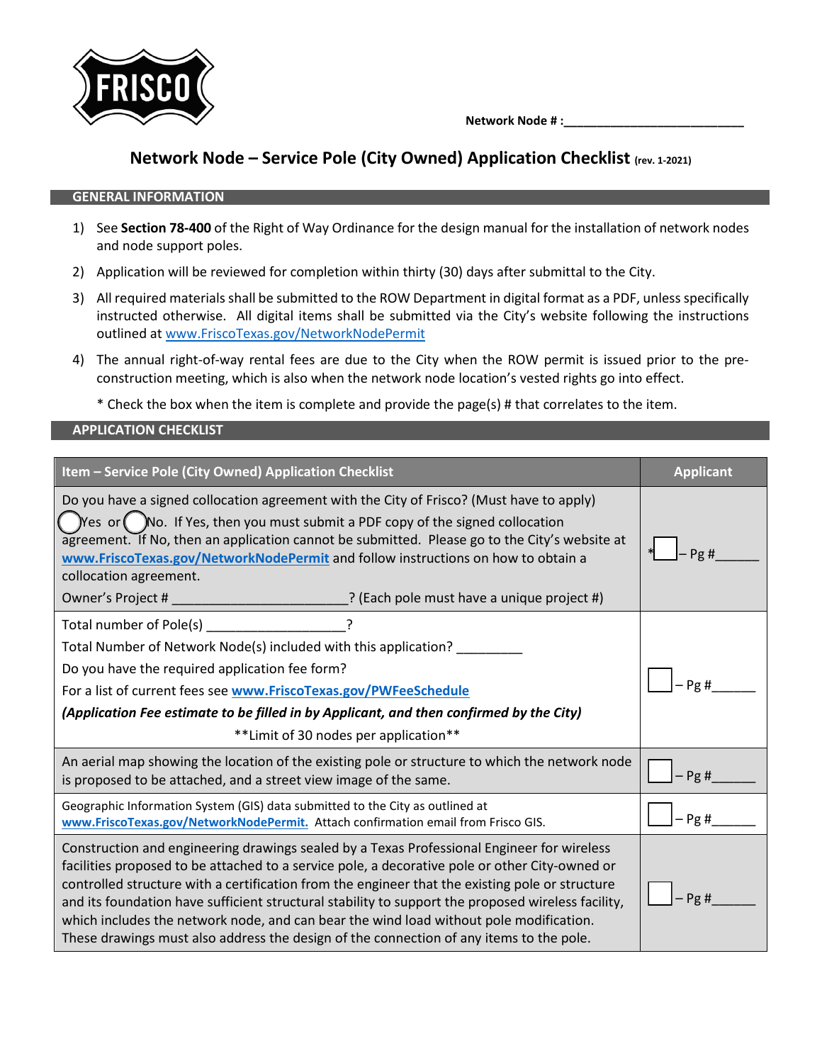FRISCO

**Network Node # :**___________________________

# Network Node – Service Pole (City Owned) Application Checklist (rev. 1-2021)

## GENERAL INFORMATION

1) See **Section 78-400** of the Right of Way Ordinance for the design manual for the installation of network nodes and node support poles.
2) Application will be reviewed for completion within thirty (30) days after submittal to the City.
3) All required materials shall be submitted to the ROW Department in digital format as a PDF, unless specifically instructed otherwise. All digital items shall be submitted via the City's website following the instructions outlined at www.FriscoTexas.gov/NetworkNodePermit
4) The annual right-of-way rental fees are due to the City when the ROW permit is issued prior to the pre-construction meeting, which is also when the network node location's vested rights go into effect.

   * Check the box when the item is complete and provide the page(s) # that correlates to the item.

## APPLICATION CHECKLIST

| Item – Service Pole (City Owned) Application Checklist | Applicant |
|---|---|
| Do you have a signed collocation agreement with the City of Frisco? (Must have to apply)<br>◯ Yes or ◯ No. If Yes, then you must submit a PDF copy of the signed collocation agreement. If No, then an application cannot be submitted. Please go to the City's website at **www.FriscoTexas.gov/NetworkNodePermit** and follow instructions on how to obtain a collocation agreement.<br>Owner's Project # ________________________? (Each pole must have a unique project #) | *☐ – Pg #______ |
| Total number of Pole(s) __________________?<br>Total Number of Network Node(s) included with this application? _________<br>Do you have the required application fee form?<br>For a list of current fees see **www.FriscoTexas.gov/PWFeeSchedule**<br>***(Application Fee estimate to be filled in by Applicant, and then confirmed by the City)***<br>**Limit of 30 nodes per application** | ☐ – Pg #______ |
| An aerial map showing the location of the existing pole or structure to which the network node is proposed to be attached, and a street view image of the same. | ☐ – Pg #______ |
| Geographic Information System (GIS) data submitted to the City as outlined at **www.FriscoTexas.gov/NetworkNodePermit.** Attach confirmation email from Frisco GIS. | ☐ – Pg #______ |
| Construction and engineering drawings sealed by a Texas Professional Engineer for wireless facilities proposed to be attached to a service pole, a decorative pole or other City-owned or controlled structure with a certification from the engineer that the existing pole or structure and its foundation have sufficient structural stability to support the proposed wireless facility, which includes the network node, and can bear the wind load without pole modification. These drawings must also address the design of the connection of any items to the pole. | ☐ – Pg #______ |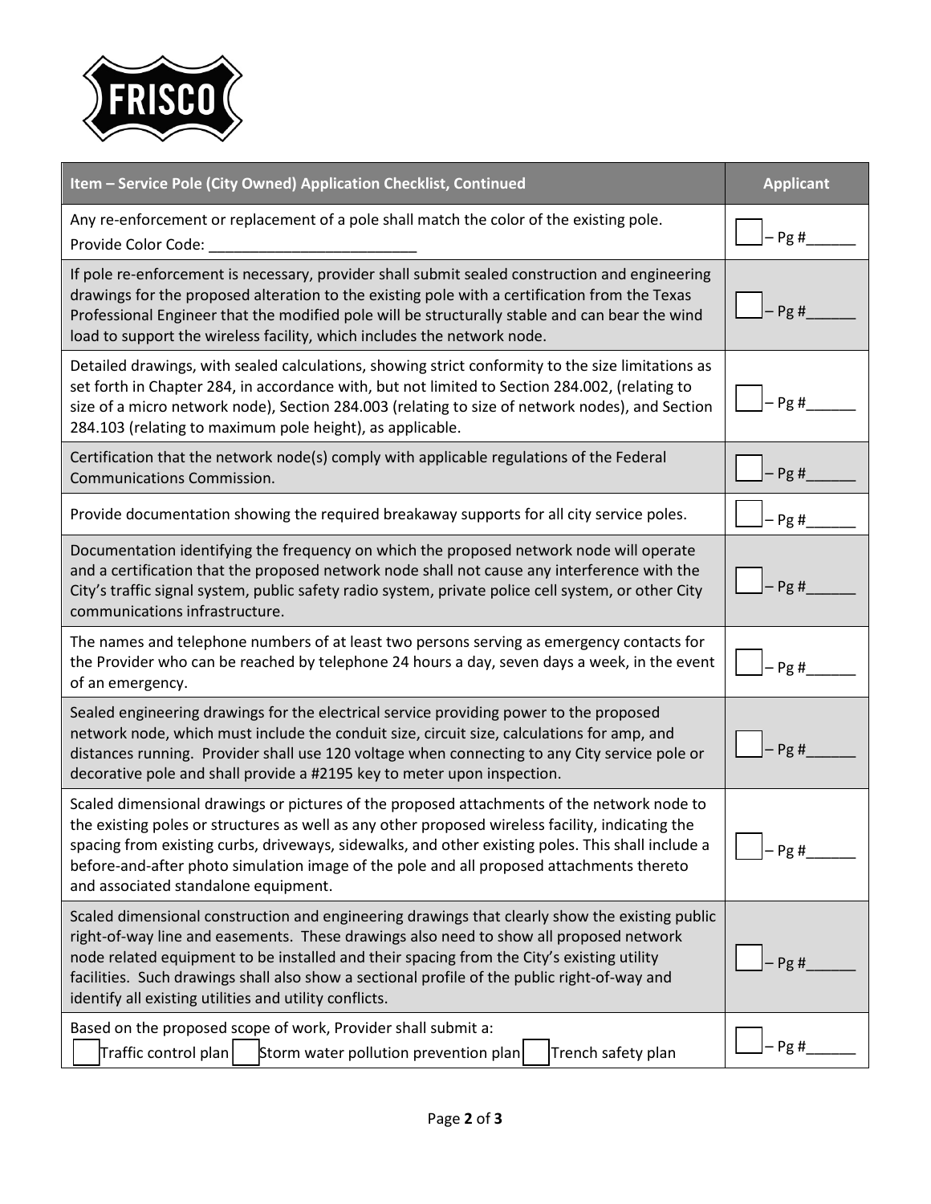| Item – Service Pole (City Owned) Application Checklist, Continued | Applicant |
| --- | --- |
| Any re-enforcement or replacement of a pole shall match the color of the existing pole. Provide Color Code: _________________________ | ☐ – Pg #______ |
| If pole re-enforcement is necessary, provider shall submit sealed construction and engineering drawings for the proposed alteration to the existing pole with a certification from the Texas Professional Engineer that the modified pole will be structurally stable and can bear the wind load to support the wireless facility, which includes the network node. | ☐ – Pg #______ |
| Detailed drawings, with sealed calculations, showing strict conformity to the size limitations as set forth in Chapter 284, in accordance with, but not limited to Section 284.002, (relating to size of a micro network node), Section 284.003 (relating to size of network nodes), and Section 284.103 (relating to maximum pole height), as applicable. | ☐ – Pg #______ |
| Certification that the network node(s) comply with applicable regulations of the Federal Communications Commission. | ☐ – Pg #______ |
| Provide documentation showing the required breakaway supports for all city service poles. | ☐ – Pg #______ |
| Documentation identifying the frequency on which the proposed network node will operate and a certification that the proposed network node shall not cause any interference with the City's traffic signal system, public safety radio system, private police cell system, or other City communications infrastructure. | ☐ – Pg #______ |
| The names and telephone numbers of at least two persons serving as emergency contacts for the Provider who can be reached by telephone 24 hours a day, seven days a week, in the event of an emergency. | ☐ – Pg #______ |
| Sealed engineering drawings for the electrical service providing power to the proposed network node, which must include the conduit size, circuit size, calculations for amp, and distances running. Provider shall use 120 voltage when connecting to any City service pole or decorative pole and shall provide a #2195 key to meter upon inspection. | ☐ – Pg #______ |
| Scaled dimensional drawings or pictures of the proposed attachments of the network node to the existing poles or structures as well as any other proposed wireless facility, indicating the spacing from existing curbs, driveways, sidewalks, and other existing poles. This shall include a before-and-after photo simulation image of the pole and all proposed attachments thereto and associated standalone equipment. | ☐ – Pg #______ |
| Scaled dimensional construction and engineering drawings that clearly show the existing public right-of-way line and easements. These drawings also need to show all proposed network node related equipment to be installed and their spacing from the City's existing utility facilities. Such drawings shall also show a sectional profile of the public right-of-way and identify all existing utilities and utility conflicts. | ☐ – Pg #______ |
| Based on the proposed scope of work, Provider shall submit a: ☐ Traffic control plan ☐ Storm water pollution prevention plan ☐ Trench safety plan | ☐ – Pg #______ |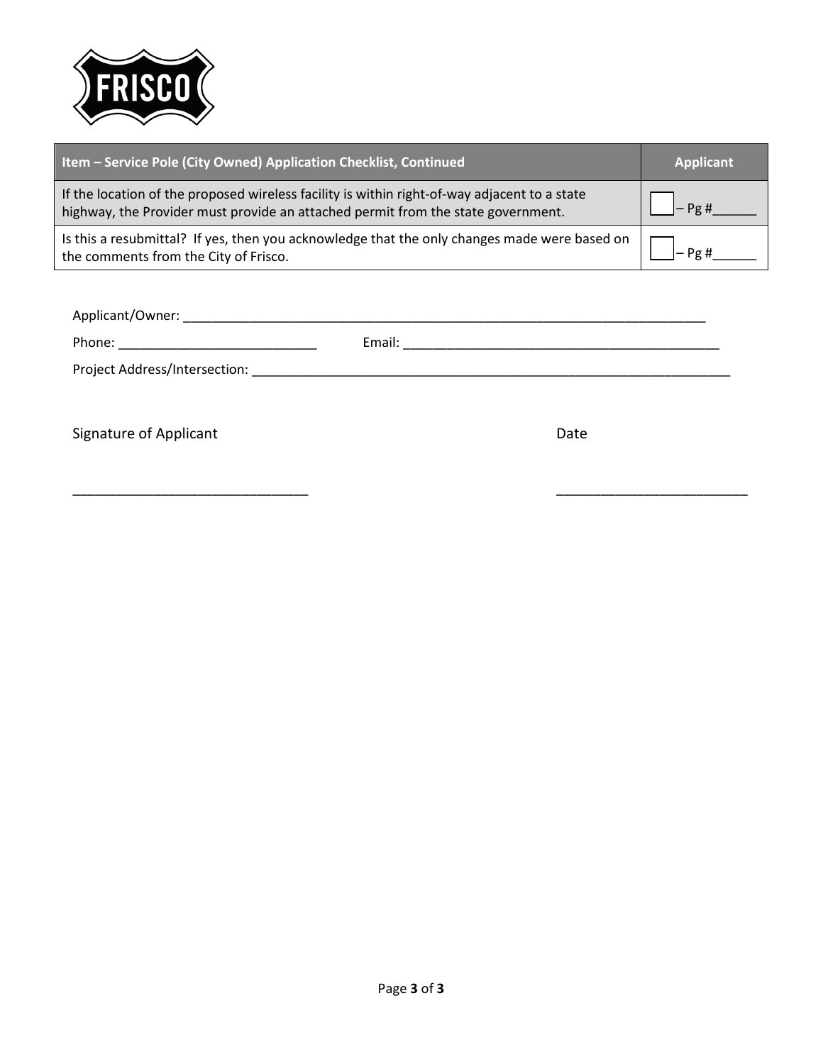| Item – Service Pole (City Owned) Application Checklist, Continued | Applicant |
|---|---|
| If the location of the proposed wireless facility is within right-of-way adjacent to a state highway, the Provider must provide an attached permit from the state government. | ☐ – Pg #______ |
| Is this a resubmittal? If yes, then you acknowledge that the only changes made were based on the comments from the City of Frisco. | ☐ – Pg #______ |

Applicant/Owner: ___________________________________________________________________________

Phone: ____________________________ Email: ______________________________________________

Project Address/Intersection: ______________________________________________________________

Signature of Applicant _________________________________

Date __________________________